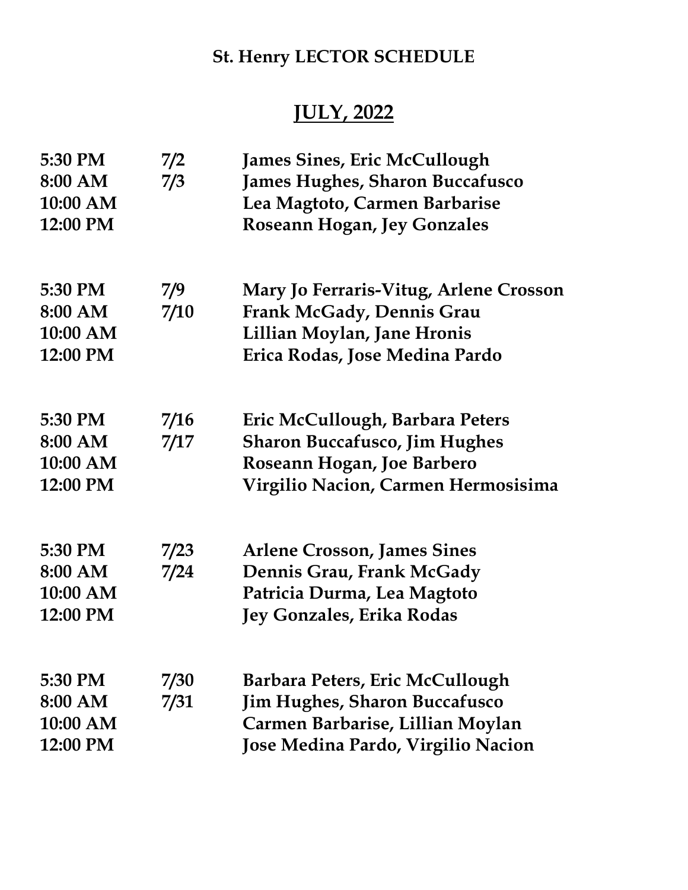**St. Henry LECTOR SCHEDULE**

## JULY, 2022

| | | |
|---|---|---|
| **5:30 PM** | **7/2** | **James Sines, Eric McCullough** |
| **8:00 AM** | **7/3** | **James Hughes, Sharon Buccafusco** |
| **10:00 AM** | | **Lea Magtoto, Carmen Barbarise** |
| **12:00 PM** | | **Roseann Hogan, Jey Gonzales** |
| | | |
| **5:30 PM** | **7/9** | **Mary Jo Ferraris-Vitug, Arlene Crosson** |
| **8:00 AM** | **7/10** | **Frank McGady, Dennis Grau** |
| **10:00 AM** | | **Lillian Moylan, Jane Hronis** |
| **12:00 PM** | | **Erica Rodas, Jose Medina Pardo** |
| | | |
| **5:30 PM** | **7/16** | **Eric McCullough, Barbara Peters** |
| **8:00 AM** | **7/17** | **Sharon Buccafusco, Jim Hughes** |
| **10:00 AM** | | **Roseann Hogan, Joe Barbero** |
| **12:00 PM** | | **Virgilio Nacion, Carmen Hermosisima** |
| | | |
| **5:30 PM** | **7/23** | **Arlene Crosson, James Sines** |
| **8:00 AM** | **7/24** | **Dennis Grau, Frank McGady** |
| **10:00 AM** | | **Patricia Durma, Lea Magtoto** |
| **12:00 PM** | | **Jey Gonzales, Erika Rodas** |
| | | |
| **5:30 PM** | **7/30** | **Barbara Peters, Eric McCullough** |
| **8:00 AM** | **7/31** | **Jim Hughes, Sharon Buccafusco** |
| **10:00 AM** | | **Carmen Barbarise, Lillian Moylan** |
| **12:00 PM** | | **Jose Medina Pardo, Virgilio Nacion** |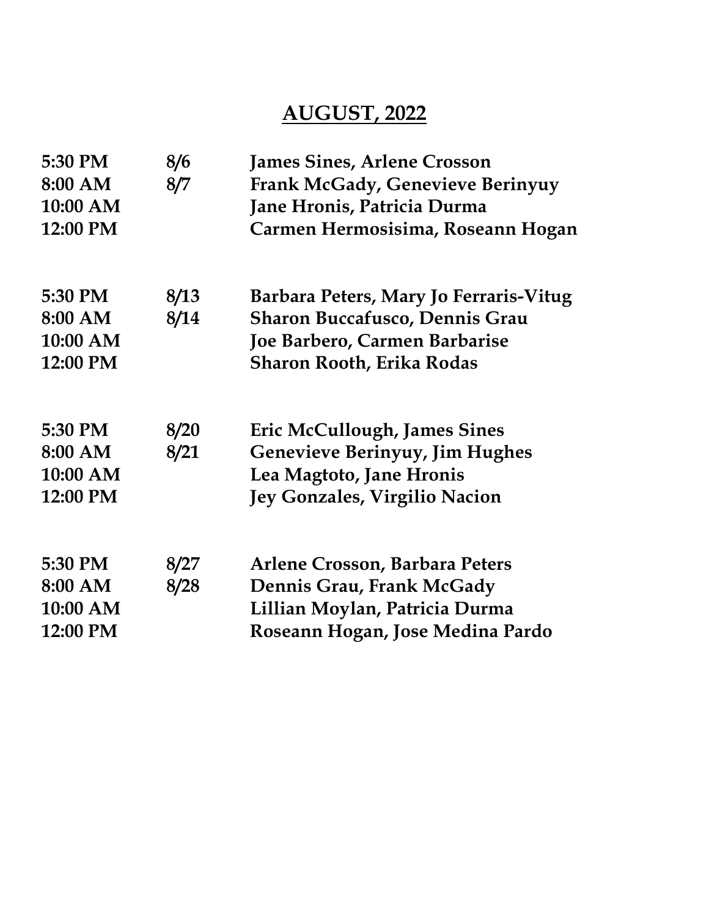## AUGUST, 2022

| | | |
|---|---|---|
| **5:30 PM** | **8/6** | **James Sines, Arlene Crosson** |
| **8:00 AM** | **8/7** | **Frank McGady, Genevieve Berinyuy** |
| **10:00 AM** | | **Jane Hronis, Patricia Durma** |
| **12:00 PM** | | **Carmen Hermosisima, Roseann Hogan** |
| | | |
| **5:30 PM** | **8/13** | **Barbara Peters, Mary Jo Ferraris-Vitug** |
| **8:00 AM** | **8/14** | **Sharon Buccafusco, Dennis Grau** |
| **10:00 AM** | | **Joe Barbero, Carmen Barbarise** |
| **12:00 PM** | | **Sharon Rooth, Erika Rodas** |
| | | |
| **5:30 PM** | **8/20** | **Eric McCullough, James Sines** |
| **8:00 AM** | **8/21** | **Genevieve Berinyuy, Jim Hughes** |
| **10:00 AM** | | **Lea Magtoto, Jane Hronis** |
| **12:00 PM** | | **Jey Gonzales, Virgilio Nacion** |
| | | |
| **5:30 PM** | **8/27** | **Arlene Crosson, Barbara Peters** |
| **8:00 AM** | **8/28** | **Dennis Grau, Frank McGady** |
| **10:00 AM** | | **Lillian Moylan, Patricia Durma** |
| **12:00 PM** | | **Roseann Hogan, Jose Medina Pardo** |